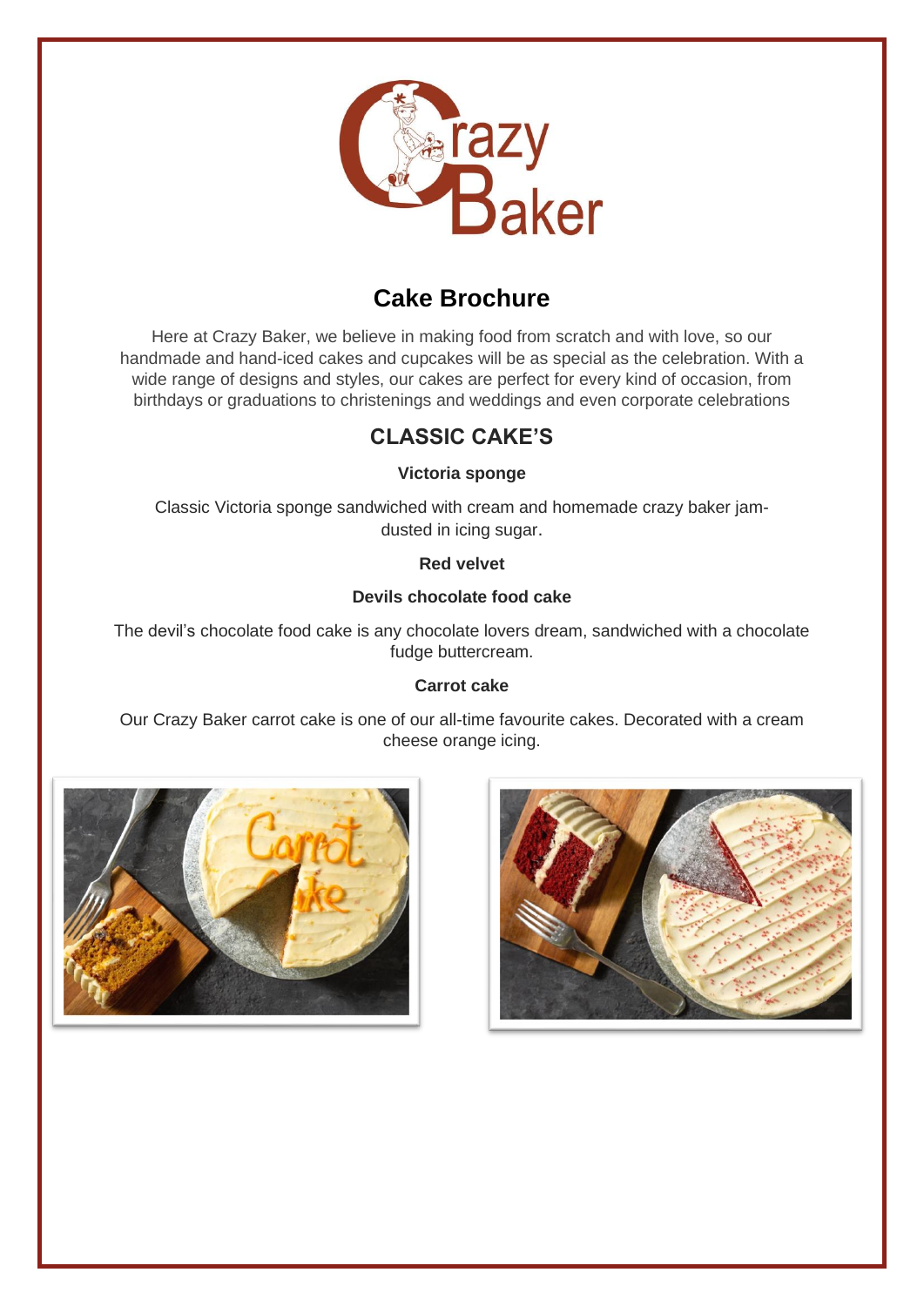# Cake Brochure

Here at Crazy Baker, we believe in making food from scratch and with love, so our handmade and hand-iced cakes and cupcakes will be as special as the celebration. With a wide range of designs and styles, our cakes are perfect for every kind of occasion, from birthdays or graduations to christenings and weddings and even corporate celebrations

## CLASSIC CAKE'S

**Victoria sponge**

Classic Victoria sponge sandwiched with cream and homemade crazy baker jam- dusted in icing sugar.

**Red velvet**

**Devils chocolate food cake**

The devil's chocolate food cake is any chocolate lovers dream, sandwiched with a chocolate fudge buttercream.

**Carrot cake**

Our Crazy Baker carrot cake is one of our all-time favourite cakes. Decorated with a cream cheese orange icing.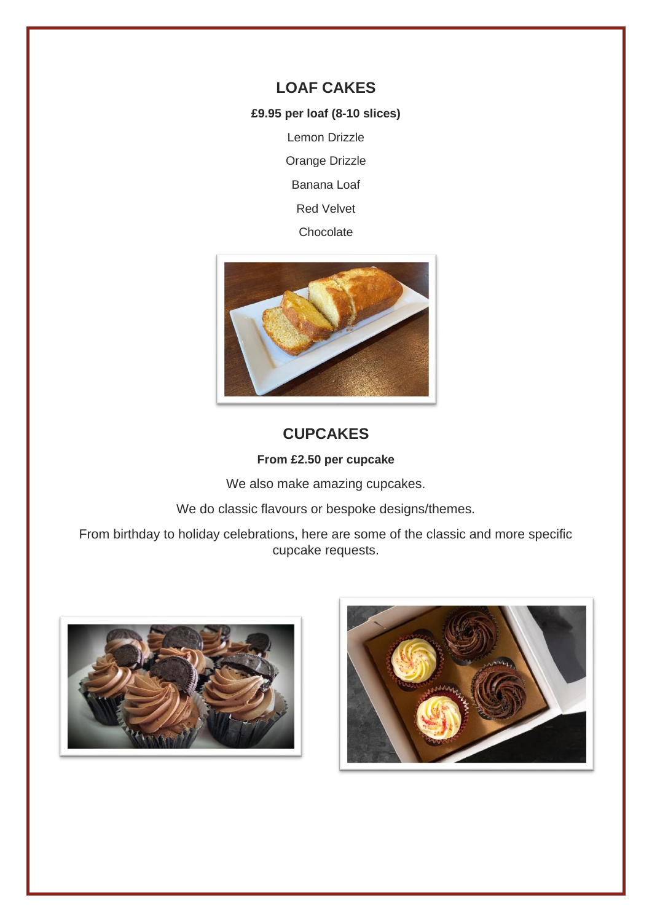## LOAF CAKES

**£9.95 per loaf (8-10 slices)**

Lemon Drizzle

Orange Drizzle

Banana Loaf

Red Velvet

Chocolate

## CUPCAKES

**From £2.50 per cupcake**

We also make amazing cupcakes.

We do classic flavours or bespoke designs/themes.

From birthday to holiday celebrations, here are some of the classic and more specific cupcake requests.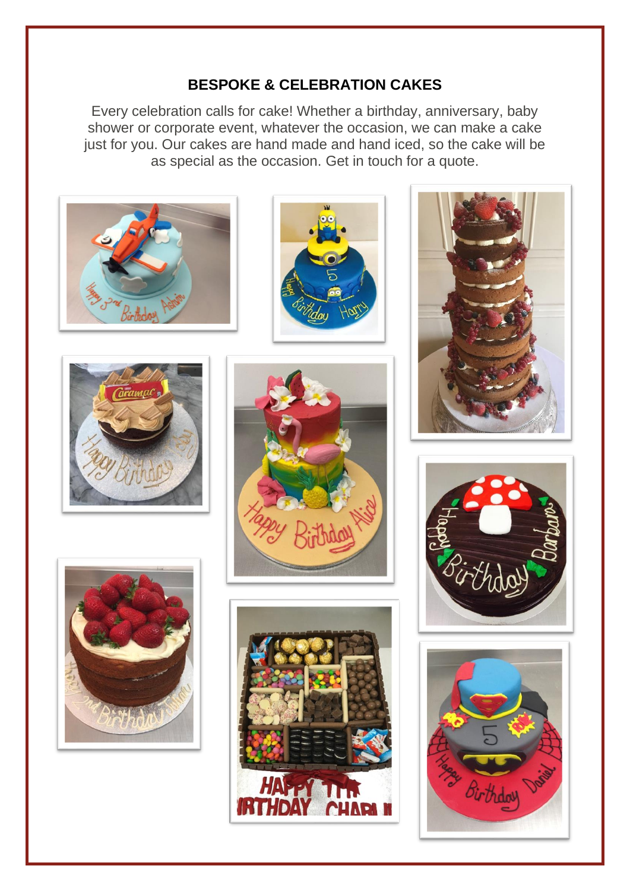## BESPOKE & CELEBRATION CAKES

Every celebration calls for cake! Whether a birthday, anniversary, baby shower or corporate event, whatever the occasion, we can make a cake just for you. Our cakes are hand made and hand iced, so the cake will be as special as the occasion. Get in touch for a quote.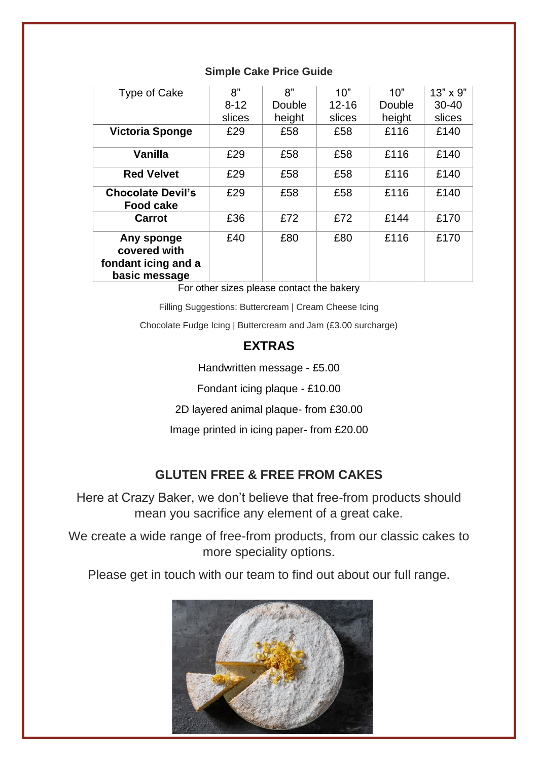## Simple Cake Price Guide

| Type of Cake | 8" 8-12 slices | 8" Double height | 10" 12-16 slices | 10" Double height | 13" x 9" 30-40 slices |
|---|---|---|---|---|---|
| **Victoria Sponge** | £29 | £58 | £58 | £116 | £140 |
| **Vanilla** | £29 | £58 | £58 | £116 | £140 |
| **Red Velvet** | £29 | £58 | £58 | £116 | £140 |
| **Chocolate Devil's Food cake** | £29 | £58 | £58 | £116 | £140 |
| **Carrot** | £36 | £72 | £72 | £144 | £170 |
| **Any sponge covered with fondant icing and a basic message** | £40 | £80 | £80 | £116 | £170 |

For other sizes please contact the bakery

Filling Suggestions: Buttercream | Cream Cheese Icing

Chocolate Fudge Icing | Buttercream and Jam (£3.00 surcharge)

## EXTRAS

Handwritten message - £5.00

Fondant icing plaque - £10.00

2D layered animal plaque- from £30.00

Image printed in icing paper- from £20.00

## GLUTEN FREE & FREE FROM CAKES

Here at Crazy Baker, we don't believe that free-from products should mean you sacrifice any element of a great cake.

We create a wide range of free-from products, from our classic cakes to more speciality options.

Please get in touch with our team to find out about our full range.